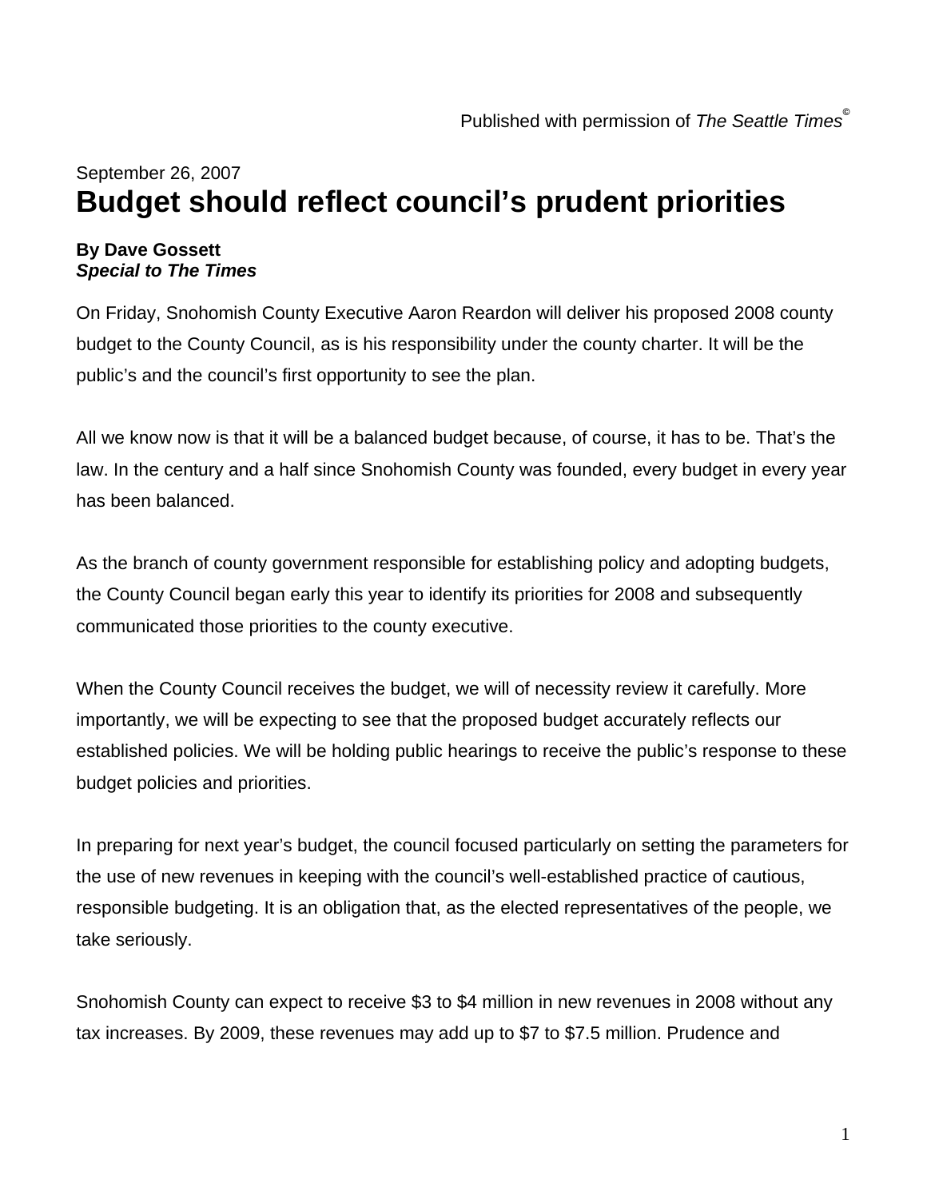Published with permission of *The Seattle Times*©

September 26, 2007

# Budget should reflect council's prudent priorities

**By Dave Gossett**
***Special to The Times***

On Friday, Snohomish County Executive Aaron Reardon will deliver his proposed 2008 county budget to the County Council, as is his responsibility under the county charter. It will be the public's and the council's first opportunity to see the plan.

All we know now is that it will be a balanced budget because, of course, it has to be. That's the law. In the century and a half since Snohomish County was founded, every budget in every year has been balanced.

As the branch of county government responsible for establishing policy and adopting budgets, the County Council began early this year to identify its priorities for 2008 and subsequently communicated those priorities to the county executive.

When the County Council receives the budget, we will of necessity review it carefully. More importantly, we will be expecting to see that the proposed budget accurately reflects our established policies. We will be holding public hearings to receive the public's response to these budget policies and priorities.

In preparing for next year's budget, the council focused particularly on setting the parameters for the use of new revenues in keeping with the council's well-established practice of cautious, responsible budgeting. It is an obligation that, as the elected representatives of the people, we take seriously.

Snohomish County can expect to receive $3 to $4 million in new revenues in 2008 without any tax increases. By 2009, these revenues may add up to $7 to $7.5 million. Prudence and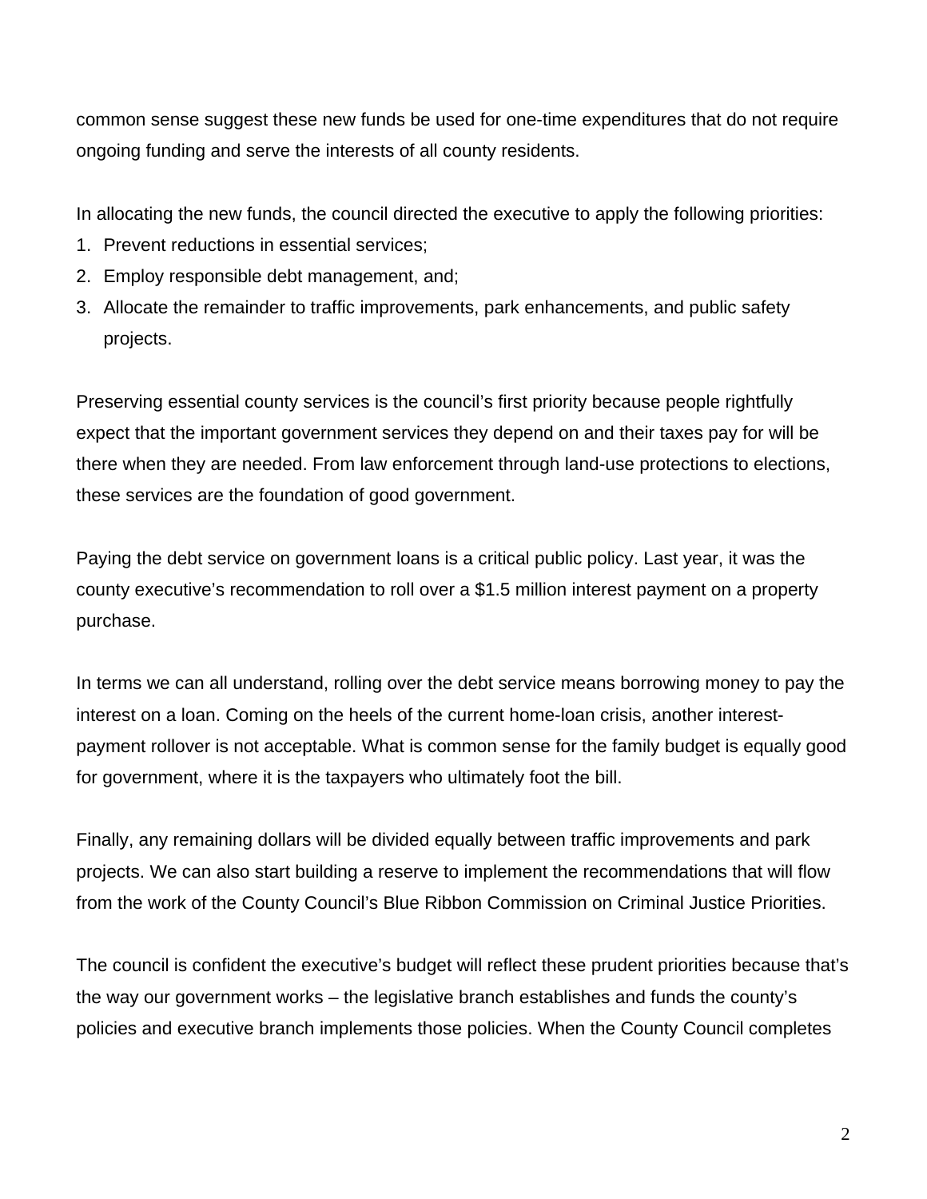common sense suggest these new funds be used for one-time expenditures that do not require ongoing funding and serve the interests of all county residents.

In allocating the new funds, the council directed the executive to apply the following priorities:

1. Prevent reductions in essential services;
2. Employ responsible debt management, and;
3. Allocate the remainder to traffic improvements, park enhancements, and public safety projects.

Preserving essential county services is the council's first priority because people rightfully expect that the important government services they depend on and their taxes pay for will be there when they are needed. From law enforcement through land-use protections to elections, these services are the foundation of good government.

Paying the debt service on government loans is a critical public policy. Last year, it was the county executive's recommendation to roll over a $1.5 million interest payment on a property purchase.

In terms we can all understand, rolling over the debt service means borrowing money to pay the interest on a loan. Coming on the heels of the current home-loan crisis, another interest-payment rollover is not acceptable. What is common sense for the family budget is equally good for government, where it is the taxpayers who ultimately foot the bill.

Finally, any remaining dollars will be divided equally between traffic improvements and park projects. We can also start building a reserve to implement the recommendations that will flow from the work of the County Council's Blue Ribbon Commission on Criminal Justice Priorities.

The council is confident the executive's budget will reflect these prudent priorities because that's the way our government works – the legislative branch establishes and funds the county's policies and executive branch implements those policies. When the County Council completes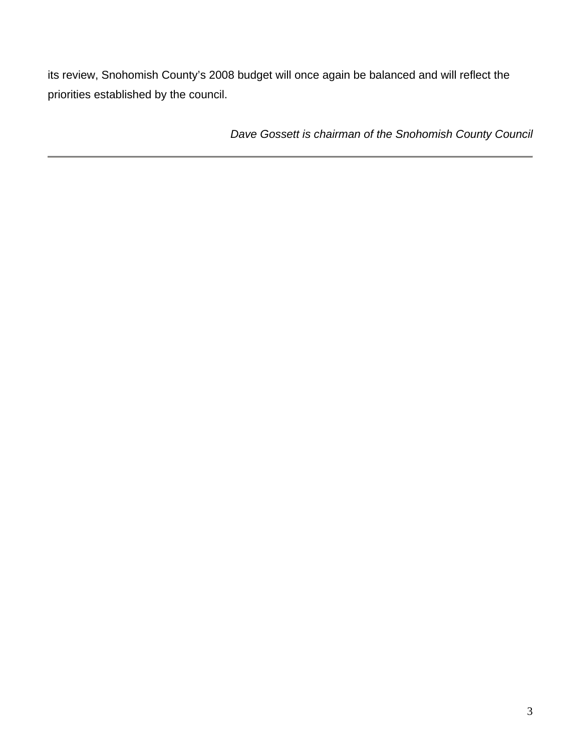its review, Snohomish County's 2008 budget will once again be balanced and will reflect the priorities established by the council.

*Dave Gossett is chairman of the Snohomish County Council*

---